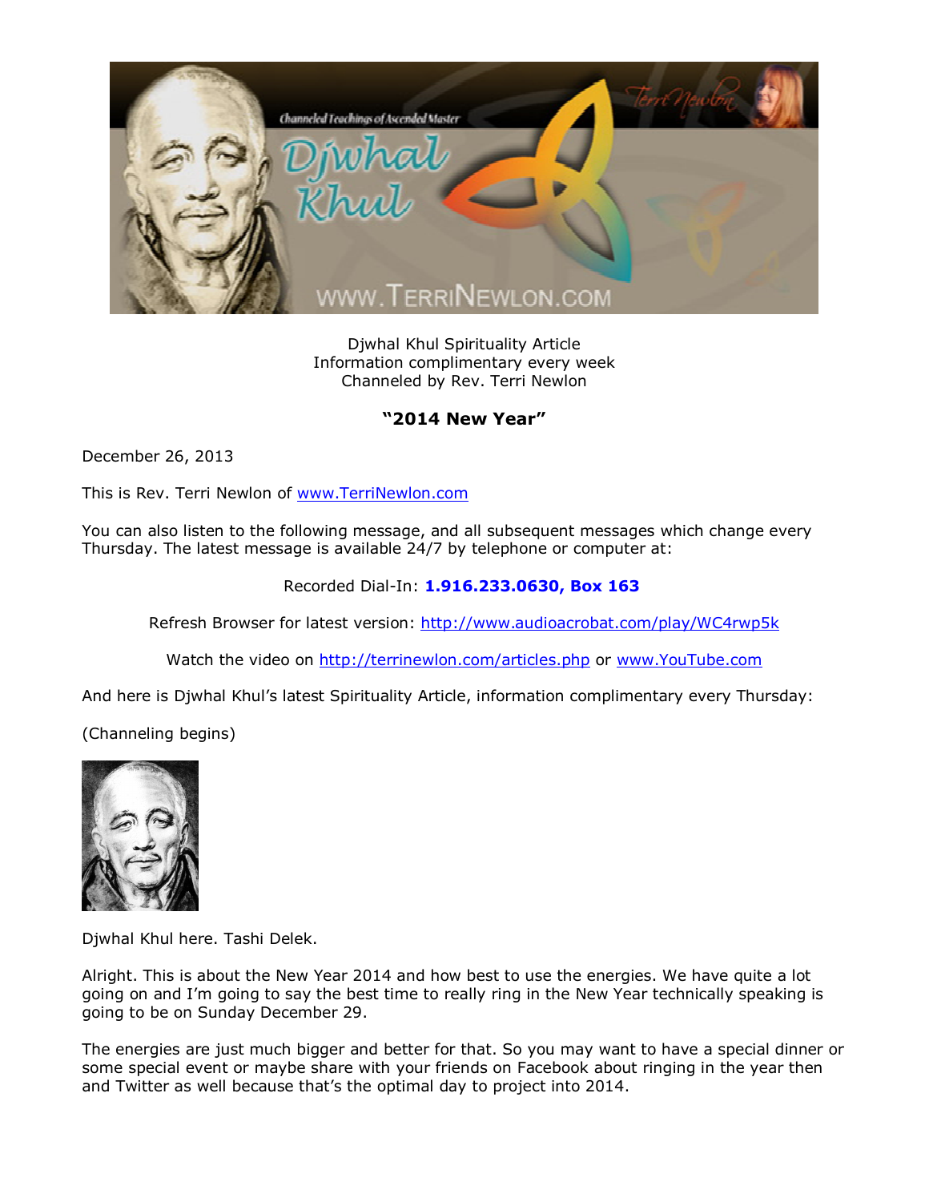Djwhal Khul Spirituality Article
Information complimentary every week
Channeled by Rev. Terri Newlon

**"2014 New Year"**

December 26, 2013

This is Rev. Terri Newlon of www.TerriNewlon.com

You can also listen to the following message, and all subsequent messages which change every Thursday. The latest message is available 24/7 by telephone or computer at:

Recorded Dial-In: **1.916.233.0630, Box 163**

Refresh Browser for latest version: http://www.audioacrobat.com/play/WC4rwp5k

Watch the video on http://terrinewlon.com/articles.php or www.YouTube.com

And here is Djwhal Khul's latest Spirituality Article, information complimentary every Thursday:

(Channeling begins)

Djwhal Khul here. Tashi Delek.

Alright. This is about the New Year 2014 and how best to use the energies. We have quite a lot going on and I'm going to say the best time to really ring in the New Year technically speaking is going to be on Sunday December 29.

The energies are just much bigger and better for that. So you may want to have a special dinner or some special event or maybe share with your friends on Facebook about ringing in the year then and Twitter as well because that's the optimal day to project into 2014.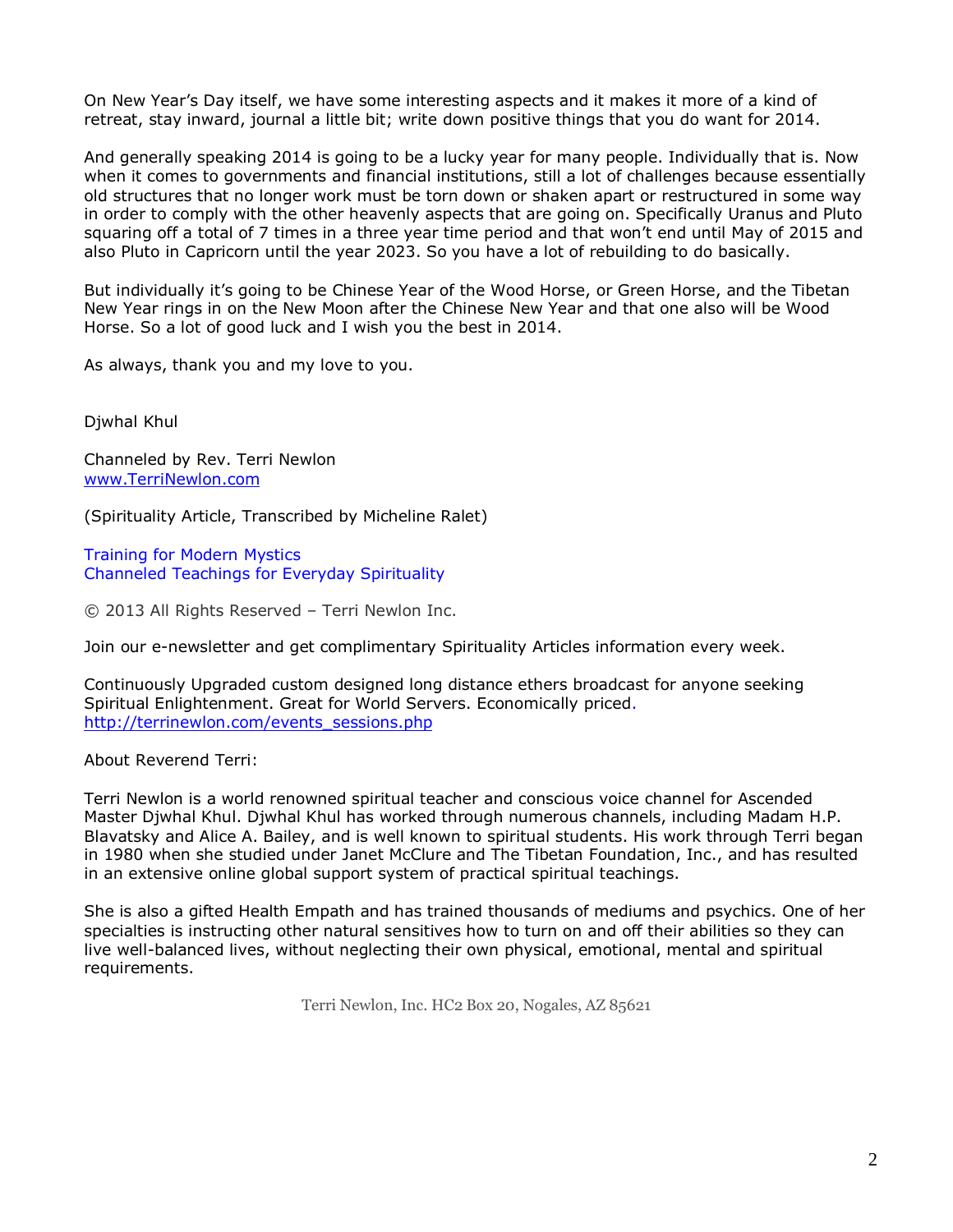On New Year's Day itself, we have some interesting aspects and it makes it more of a kind of retreat, stay inward, journal a little bit; write down positive things that you do want for 2014.

And generally speaking 2014 is going to be a lucky year for many people. Individually that is. Now when it comes to governments and financial institutions, still a lot of challenges because essentially old structures that no longer work must be torn down or shaken apart or restructured in some way in order to comply with the other heavenly aspects that are going on. Specifically Uranus and Pluto squaring off a total of 7 times in a three year time period and that won't end until May of 2015 and also Pluto in Capricorn until the year 2023. So you have a lot of rebuilding to do basically.

But individually it's going to be Chinese Year of the Wood Horse, or Green Horse, and the Tibetan New Year rings in on the New Moon after the Chinese New Year and that one also will be Wood Horse. So a lot of good luck and I wish you the best in 2014.

As always, thank you and my love to you.

Djwhal Khul

Channeled by Rev. Terri Newlon
www.TerriNewlon.com

(Spirituality Article, Transcribed by Micheline Ralet)

Training for Modern Mystics
Channeled Teachings for Everyday Spirituality

© 2013 All Rights Reserved – Terri Newlon Inc.

Join our e-newsletter and get complimentary Spirituality Articles information every week.

Continuously Upgraded custom designed long distance ethers broadcast for anyone seeking Spiritual Enlightenment. Great for World Servers. Economically priced.
http://terrinewlon.com/events_sessions.php

About Reverend Terri:

Terri Newlon is a world renowned spiritual teacher and conscious voice channel for Ascended Master Djwhal Khul. Djwhal Khul has worked through numerous channels, including Madam H.P. Blavatsky and Alice A. Bailey, and is well known to spiritual students. His work through Terri began in 1980 when she studied under Janet McClure and The Tibetan Foundation, Inc., and has resulted in an extensive online global support system of practical spiritual teachings.

She is also a gifted Health Empath and has trained thousands of mediums and psychics. One of her specialties is instructing other natural sensitives how to turn on and off their abilities so they can live well-balanced lives, without neglecting their own physical, emotional, mental and spiritual requirements.

Terri Newlon, Inc. HC2 Box 20, Nogales, AZ 85621